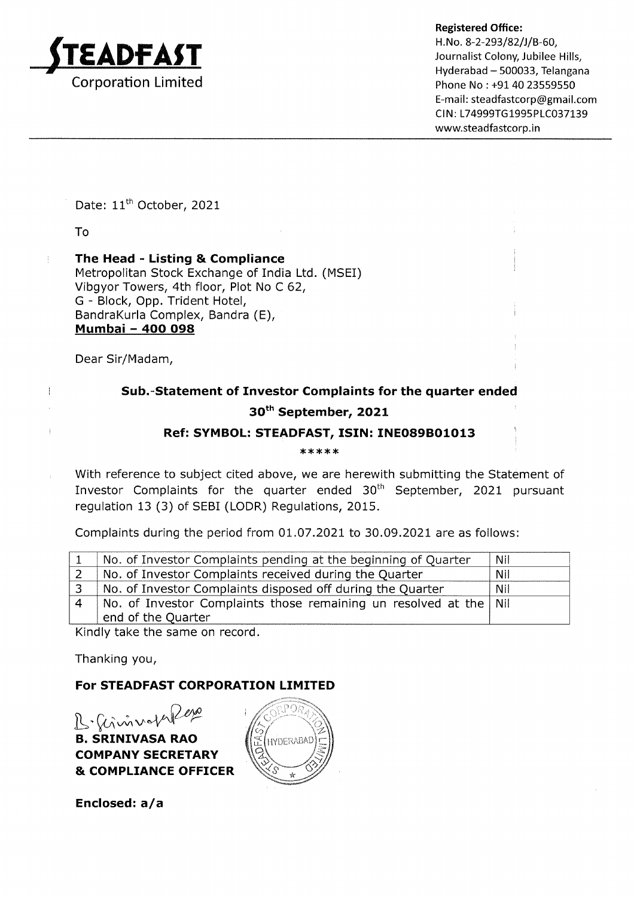**STEADFAST**
Corporation Limited

**Registered Office:**
H.No. 8-2-293/82/J/B-60,
Journalist Colony, Jubilee Hills,
Hyderabad – 500033, Telangana
Phone No : +91 40 23559550
E-mail: steadfastcorp@gmail.com
CIN: L74999TG1995PLC037139
www.steadfastcorp.in

Date: 11th October, 2021

To

**The Head - Listing & Compliance**
Metropolitan Stock Exchange of India Ltd. (MSEI)
Vibgyor Towers, 4th floor, Plot No C 62,
G - Block, Opp. Trident Hotel,
BandraKurla Complex, Bandra (E),
**Mumbai – 400 098**

Dear Sir/Madam,

**Sub.-Statement of Investor Complaints for the quarter ended 30th September, 2021**

**Ref: SYMBOL: STEADFAST, ISIN: INE089B01013**

*****

With reference to subject cited above, we are herewith submitting the Statement of Investor Complaints for the quarter ended 30th September, 2021 pursuant regulation 13 (3) of SEBI (LODR) Regulations, 2015.

Complaints during the period from 01.07.2021 to 30.09.2021 are as follows:

| | | |
|---|---|---|
| 1 | No. of Investor Complaints pending at the beginning of Quarter | Nil |
| 2 | No. of Investor Complaints received during the Quarter | Nil |
| 3 | No. of Investor Complaints disposed off during the Quarter | Nil |
| 4 | No. of Investor Complaints those remaining un resolved at the end of the Quarter | Nil |

Kindly take the same on record.

Thanking you,

**For STEADFAST CORPORATION LIMITED**

**B. SRINIVASA RAO**
**COMPANY SECRETARY**
**& COMPLIANCE OFFICER**

**Enclosed: a/a**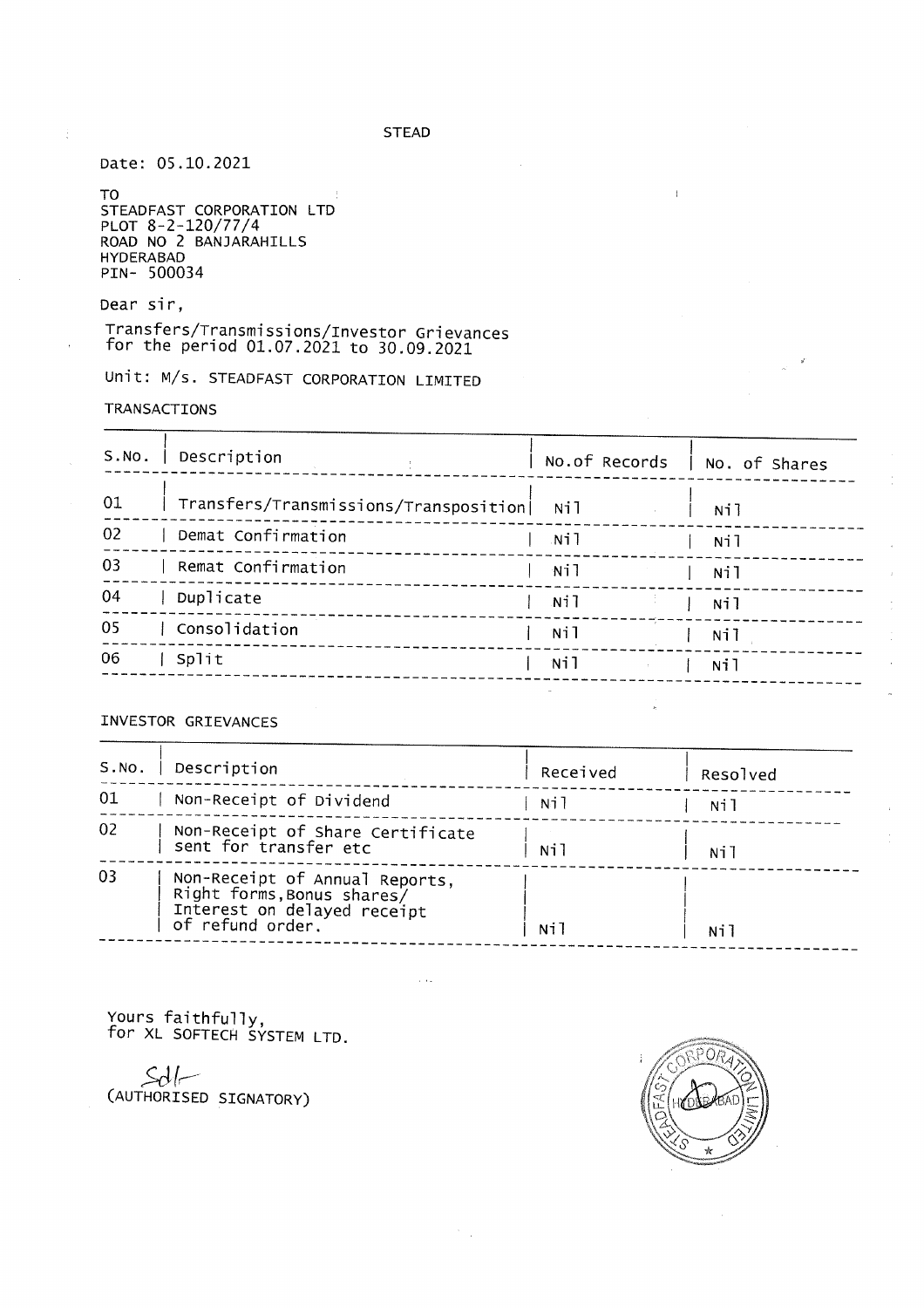STEAD

Date: 05.10.2021

TO
STEADFAST CORPORATION LTD
PLOT 8-2-120/77/4
ROAD NO 2 BANJARAHILLS
HYDERABAD
PIN- 500034

Dear sir,

Transfers/Transmissions/Investor Grievances
for the period 01.07.2021 to 30.09.2021

Unit: M/s. STEADFAST CORPORATION LIMITED

TRANSACTIONS

| S.No. | Description | No.of Records | No. of Shares |
|---|---|---|---|
| 01 | Transfers/Transmissions/Transposition | Nil | Nil |
| 02 | Demat Confirmation | Nil | Nil |
| 03 | Remat Confirmation | Nil | Nil |
| 04 | Duplicate | Nil | Nil |
| 05 | Consolidation | Nil | Nil |
| 06 | Split | Nil | Nil |

INVESTOR GRIEVANCES

| S.No. | Description | Received | Resolved |
|---|---|---|---|
| 01 | Non-Receipt of Dividend | Nil | Nil |
| 02 | Non-Receipt of Share Certificate sent for transfer etc | Nil | Nil |
| 03 | Non-Receipt of Annual Reports, Right forms,Bonus shares/ Interest on delayed receipt of refund order. | Nil | Nil |

Yours faithfully,
for XL SOFTECH SYSTEM LTD.

Sd/-
(AUTHORISED SIGNATORY)